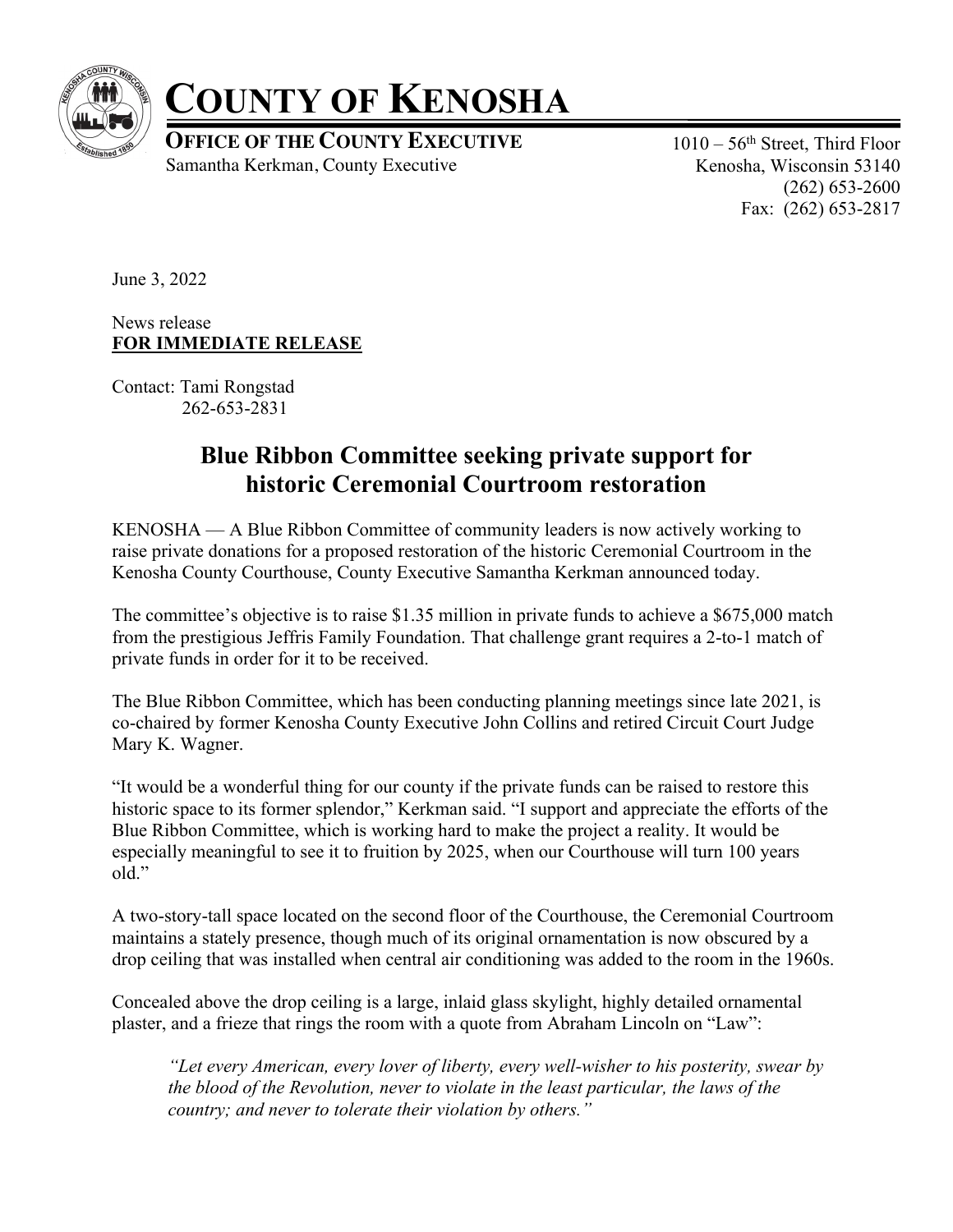# COUNTY OF KENOSHA

**OFFICE OF THE COUNTY EXECUTIVE**
Samantha Kerkman, County Executive

1010 – 56th Street, Third Floor
Kenosha, Wisconsin 53140
(262) 653-2600
Fax: (262) 653-2817

June 3, 2022

News release
**FOR IMMEDIATE RELEASE**

Contact: Tami Rongstad
262-653-2831

## Blue Ribbon Committee seeking private support for historic Ceremonial Courtroom restoration

KENOSHA — A Blue Ribbon Committee of community leaders is now actively working to raise private donations for a proposed restoration of the historic Ceremonial Courtroom in the Kenosha County Courthouse, County Executive Samantha Kerkman announced today.

The committee's objective is to raise $1.35 million in private funds to achieve a $675,000 match from the prestigious Jeffris Family Foundation. That challenge grant requires a 2-to-1 match of private funds in order for it to be received.

The Blue Ribbon Committee, which has been conducting planning meetings since late 2021, is co-chaired by former Kenosha County Executive John Collins and retired Circuit Court Judge Mary K. Wagner.

"It would be a wonderful thing for our county if the private funds can be raised to restore this historic space to its former splendor," Kerkman said. "I support and appreciate the efforts of the Blue Ribbon Committee, which is working hard to make the project a reality. It would be especially meaningful to see it to fruition by 2025, when our Courthouse will turn 100 years old."

A two-story-tall space located on the second floor of the Courthouse, the Ceremonial Courtroom maintains a stately presence, though much of its original ornamentation is now obscured by a drop ceiling that was installed when central air conditioning was added to the room in the 1960s.

Concealed above the drop ceiling is a large, inlaid glass skylight, highly detailed ornamental plaster, and a frieze that rings the room with a quote from Abraham Lincoln on "Law":

> *"Let every American, every lover of liberty, every well-wisher to his posterity, swear by the blood of the Revolution, never to violate in the least particular, the laws of the country; and never to tolerate their violation by others."*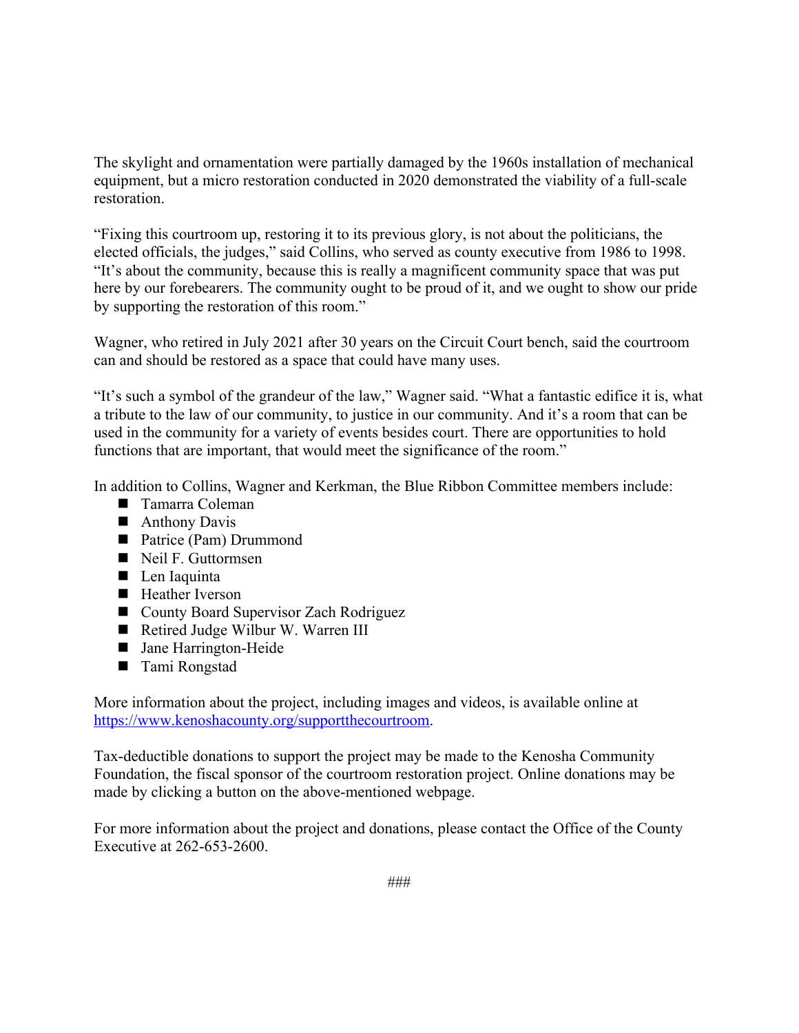The skylight and ornamentation were partially damaged by the 1960s installation of mechanical equipment, but a micro restoration conducted in 2020 demonstrated the viability of a full-scale restoration.

"Fixing this courtroom up, restoring it to its previous glory, is not about the politicians, the elected officials, the judges," said Collins, who served as county executive from 1986 to 1998. "It's about the community, because this is really a magnificent community space that was put here by our forebearers. The community ought to be proud of it, and we ought to show our pride by supporting the restoration of this room."

Wagner, who retired in July 2021 after 30 years on the Circuit Court bench, said the courtroom can and should be restored as a space that could have many uses.

"It's such a symbol of the grandeur of the law," Wagner said. "What a fantastic edifice it is, what a tribute to the law of our community, to justice in our community. And it's a room that can be used in the community for a variety of events besides court. There are opportunities to hold functions that are important, that would meet the significance of the room."

In addition to Collins, Wagner and Kerkman, the Blue Ribbon Committee members include:

- Tamarra Coleman
- Anthony Davis
- Patrice (Pam) Drummond
- Neil F. Guttormsen
- Len Iaquinta
- Heather Iverson
- County Board Supervisor Zach Rodriguez
- Retired Judge Wilbur W. Warren III
- Jane Harrington-Heide
- Tami Rongstad

More information about the project, including images and videos, is available online at https://www.kenoshacounty.org/supportthecourtroom.

Tax-deductible donations to support the project may be made to the Kenosha Community Foundation, the fiscal sponsor of the courtroom restoration project. Online donations may be made by clicking a button on the above-mentioned webpage.

For more information about the project and donations, please contact the Office of the County Executive at 262-653-2600.

###